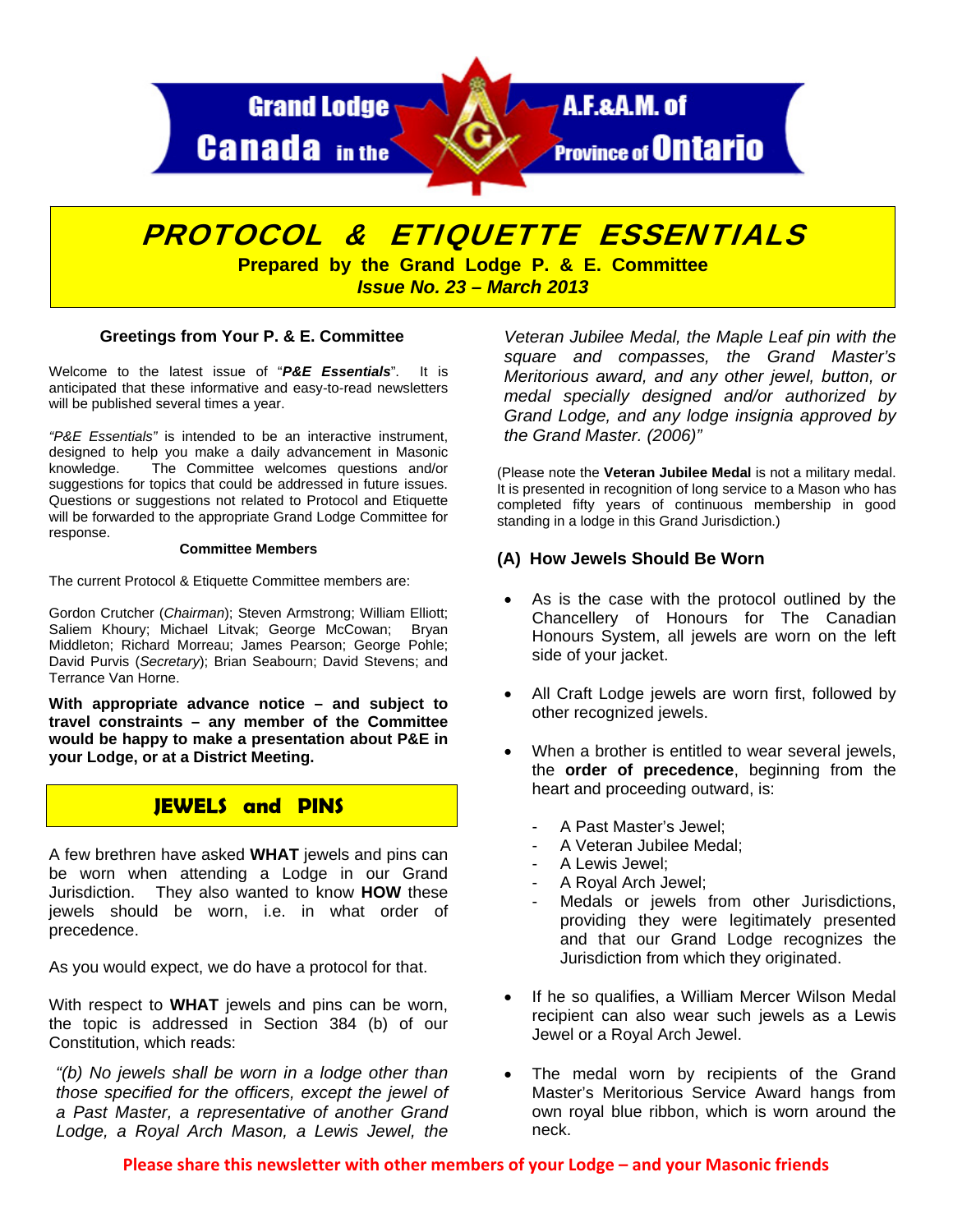Grand Lodge A.F.&A.M. of Canada in the Province of Ontario

# PROTOCOL & ETIQUETTE ESSENTIALS

**Prepared by the Grand Lodge P. & E. Committee**

***Issue No. 23 – March 2013***

### Greetings from Your P. & E. Committee

Welcome to the latest issue of "***P&E Essentials***". It is anticipated that these informative and easy-to-read newsletters will be published several times a year.

*"P&E Essentials"* is intended to be an interactive instrument, designed to help you make a daily advancement in Masonic knowledge. The Committee welcomes questions and/or suggestions for topics that could be addressed in future issues. Questions or suggestions not related to Protocol and Etiquette will be forwarded to the appropriate Grand Lodge Committee for response.

#### Committee Members

The current Protocol & Etiquette Committee members are:

Gordon Crutcher (*Chairman*); Steven Armstrong; William Elliott; Saliem Khoury; Michael Litvak; George McCowan; Bryan Middleton; Richard Morreau; James Pearson; George Pohle; David Purvis (*Secretary*); Brian Seabourn; David Stevens; and Terrance Van Horne.

**With appropriate advance notice – and subject to travel constraints – any member of the Committee would be happy to make a presentation about P&E in your Lodge, or at a District Meeting.**

## JEWELS and PINS

A few brethren have asked **WHAT** jewels and pins can be worn when attending a Lodge in our Grand Jurisdiction. They also wanted to know **HOW** these jewels should be worn, i.e. in what order of precedence.

As you would expect, we do have a protocol for that.

With respect to **WHAT** jewels and pins can be worn, the topic is addressed in Section 384 (b) of our Constitution, which reads:

> *"(b) No jewels shall be worn in a lodge other than those specified for the officers, except the jewel of a Past Master, a representative of another Grand Lodge, a Royal Arch Mason, a Lewis Jewel, the Veteran Jubilee Medal, the Maple Leaf pin with the square and compasses, the Grand Master's Meritorious award, and any other jewel, button, or medal specially designed and/or authorized by Grand Lodge, and any lodge insignia approved by the Grand Master. (2006)"*

(Please note the **Veteran Jubilee Medal** is not a military medal. It is presented in recognition of long service to a Mason who has completed fifty years of continuous membership in good standing in a lodge in this Grand Jurisdiction.)

### (A) How Jewels Should Be Worn

- As is the case with the protocol outlined by the Chancellery of Honours for The Canadian Honours System, all jewels are worn on the left side of your jacket.
- All Craft Lodge jewels are worn first, followed by other recognized jewels.
- When a brother is entitled to wear several jewels, the **order of precedence**, beginning from the heart and proceeding outward, is:
  - A Past Master's Jewel;
  - A Veteran Jubilee Medal;
  - A Lewis Jewel;
  - A Royal Arch Jewel;
  - Medals or jewels from other Jurisdictions, providing they were legitimately presented and that our Grand Lodge recognizes the Jurisdiction from which they originated.
- If he so qualifies, a William Mercer Wilson Medal recipient can also wear such jewels as a Lewis Jewel or a Royal Arch Jewel.
- The medal worn by recipients of the Grand Master's Meritorious Service Award hangs from own royal blue ribbon, which is worn around the neck.

**Please share this newsletter with other members of your Lodge – and your Masonic friends**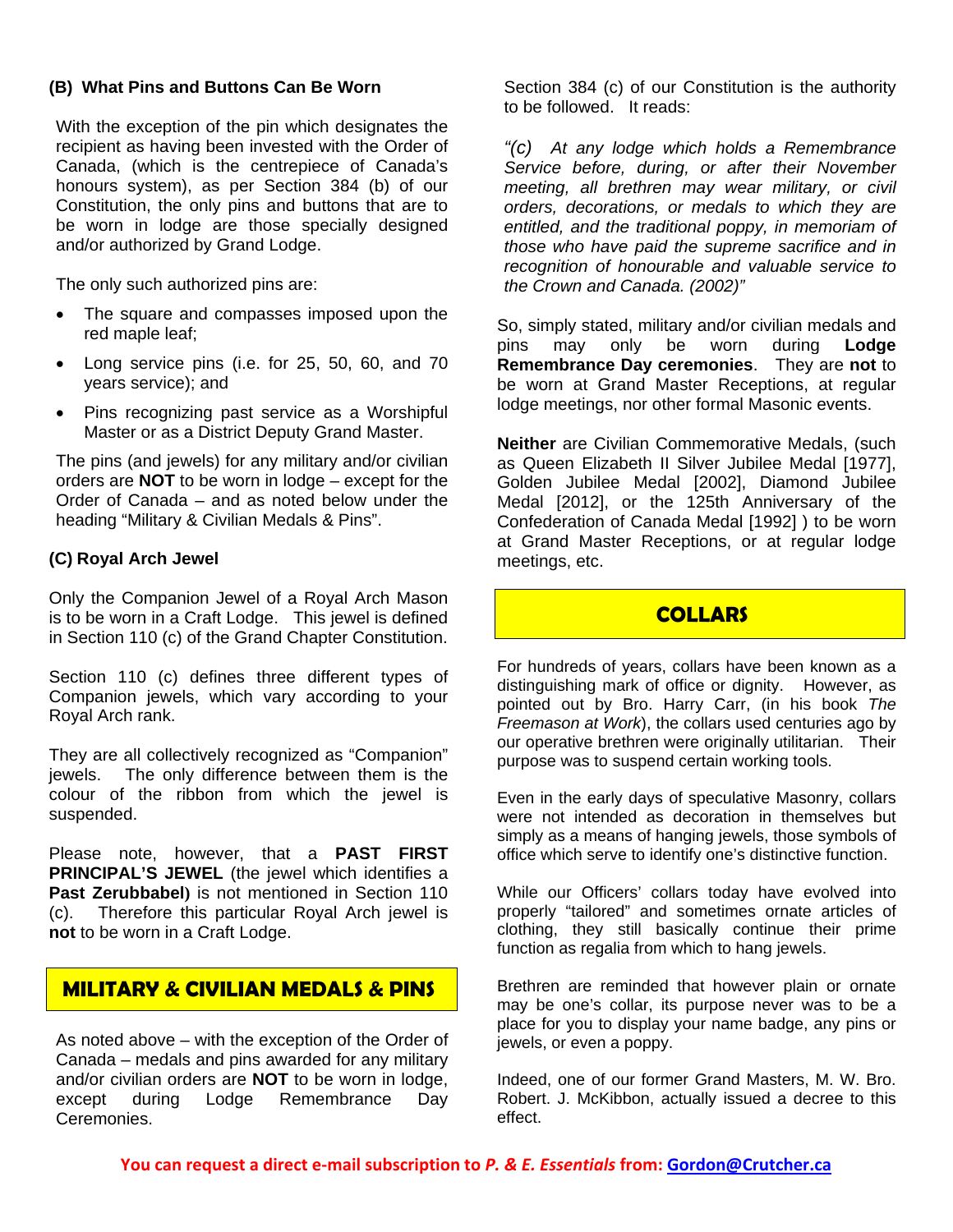### (B) What Pins and Buttons Can Be Worn

With the exception of the pin which designates the recipient as having been invested with the Order of Canada, (which is the centrepiece of Canada's honours system), as per Section 384 (b) of our Constitution, the only pins and buttons that are to be worn in lodge are those specially designed and/or authorized by Grand Lodge.

The only such authorized pins are:

- The square and compasses imposed upon the red maple leaf;
- Long service pins (i.e. for 25, 50, 60, and 70 years service); and
- Pins recognizing past service as a Worshipful Master or as a District Deputy Grand Master.

The pins (and jewels) for any military and/or civilian orders are **NOT** to be worn in lodge – except for the Order of Canada – and as noted below under the heading "Military & Civilian Medals & Pins".

### (C) Royal Arch Jewel

Only the Companion Jewel of a Royal Arch Mason is to be worn in a Craft Lodge. This jewel is defined in Section 110 (c) of the Grand Chapter Constitution.

Section 110 (c) defines three different types of Companion jewels, which vary according to your Royal Arch rank.

They are all collectively recognized as "Companion" jewels. The only difference between them is the colour of the ribbon from which the jewel is suspended.

Please note, however, that a **PAST FIRST PRINCIPAL'S JEWEL** (the jewel which identifies a **Past Zerubbabel)** is not mentioned in Section 110 (c). Therefore this particular Royal Arch jewel is **not** to be worn in a Craft Lodge.

## MILITARY & CIVILIAN MEDALS & PINS

As noted above – with the exception of the Order of Canada – medals and pins awarded for any military and/or civilian orders are **NOT** to be worn in lodge, except during Lodge Remembrance Day Ceremonies.

Section 384 (c) of our Constitution is the authority to be followed. It reads:

*"(c) At any lodge which holds a Remembrance Service before, during, or after their November meeting, all brethren may wear military, or civil orders, decorations, or medals to which they are entitled, and the traditional poppy, in memoriam of those who have paid the supreme sacrifice and in recognition of honourable and valuable service to the Crown and Canada. (2002)"*

So, simply stated, military and/or civilian medals and pins may only be worn during **Lodge Remembrance Day ceremonies**. They are **not** to be worn at Grand Master Receptions, at regular lodge meetings, nor other formal Masonic events.

**Neither** are Civilian Commemorative Medals, (such as Queen Elizabeth II Silver Jubilee Medal [1977], Golden Jubilee Medal [2002], Diamond Jubilee Medal [2012], or the 125th Anniversary of the Confederation of Canada Medal [1992] ) to be worn at Grand Master Receptions, or at regular lodge meetings, etc.

## COLLARS

For hundreds of years, collars have been known as a distinguishing mark of office or dignity. However, as pointed out by Bro. Harry Carr, (in his book *The Freemason at Work*), the collars used centuries ago by our operative brethren were originally utilitarian. Their purpose was to suspend certain working tools.

Even in the early days of speculative Masonry, collars were not intended as decoration in themselves but simply as a means of hanging jewels, those symbols of office which serve to identify one's distinctive function.

While our Officers' collars today have evolved into properly "tailored" and sometimes ornate articles of clothing, they still basically continue their prime function as regalia from which to hang jewels.

Brethren are reminded that however plain or ornate may be one's collar, its purpose never was to be a place for you to display your name badge, any pins or jewels, or even a poppy.

Indeed, one of our former Grand Masters, M. W. Bro. Robert. J. McKibbon, actually issued a decree to this effect.

**You can request a direct e-mail subscription to *P. & E. Essentials* from: Gordon@Crutcher.ca**